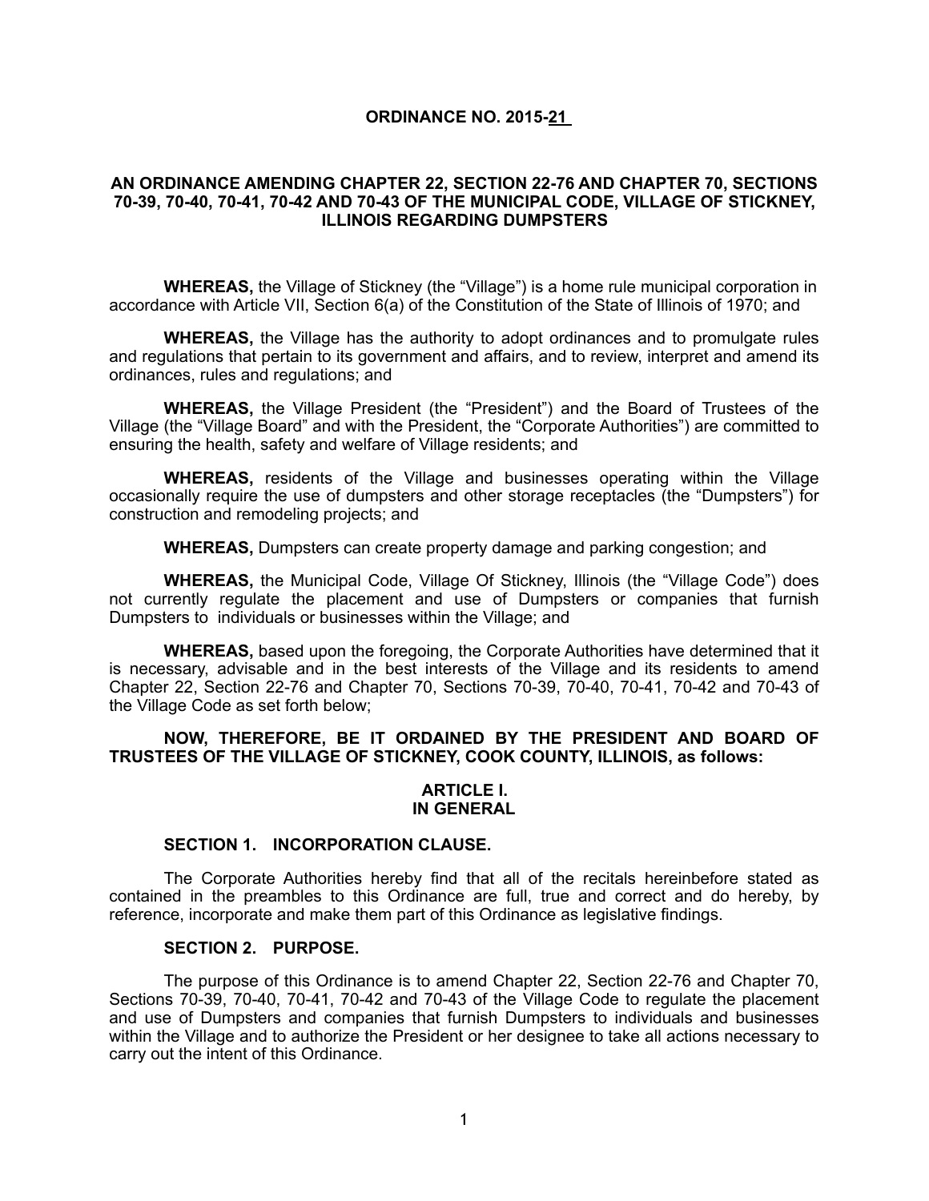# ORDINANCE NO. 2015-21

## AN ORDINANCE AMENDING CHAPTER 22, SECTION 22-76 AND CHAPTER 70, SECTIONS 70-39, 70-40, 70-41, 70-42 AND 70-43 OF THE MUNICIPAL CODE, VILLAGE OF STICKNEY, ILLINOIS REGARDING DUMPSTERS

**WHEREAS,** the Village of Stickney (the "Village") is a home rule municipal corporation in accordance with Article VII, Section 6(a) of the Constitution of the State of Illinois of 1970; and

**WHEREAS,** the Village has the authority to adopt ordinances and to promulgate rules and regulations that pertain to its government and affairs, and to review, interpret and amend its ordinances, rules and regulations; and

**WHEREAS,** the Village President (the "President") and the Board of Trustees of the Village (the "Village Board" and with the President, the "Corporate Authorities") are committed to ensuring the health, safety and welfare of Village residents; and

**WHEREAS,** residents of the Village and businesses operating within the Village occasionally require the use of dumpsters and other storage receptacles (the "Dumpsters") for construction and remodeling projects; and

**WHEREAS,** Dumpsters can create property damage and parking congestion; and

**WHEREAS,** the Municipal Code, Village Of Stickney, Illinois (the "Village Code") does not currently regulate the placement and use of Dumpsters or companies that furnish Dumpsters to individuals or businesses within the Village; and

**WHEREAS,** based upon the foregoing, the Corporate Authorities have determined that it is necessary, advisable and in the best interests of the Village and its residents to amend Chapter 22, Section 22-76 and Chapter 70, Sections 70-39, 70-40, 70-41, 70-42 and 70-43 of the Village Code as set forth below;

**NOW, THEREFORE, BE IT ORDAINED BY THE PRESIDENT AND BOARD OF TRUSTEES OF THE VILLAGE OF STICKNEY, COOK COUNTY, ILLINOIS, as follows:**

## ARTICLE I.
## IN GENERAL

### SECTION 1. INCORPORATION CLAUSE.

The Corporate Authorities hereby find that all of the recitals hereinbefore stated as contained in the preambles to this Ordinance are full, true and correct and do hereby, by reference, incorporate and make them part of this Ordinance as legislative findings.

### SECTION 2. PURPOSE.

The purpose of this Ordinance is to amend Chapter 22, Section 22-76 and Chapter 70, Sections 70-39, 70-40, 70-41, 70-42 and 70-43 of the Village Code to regulate the placement and use of Dumpsters and companies that furnish Dumpsters to individuals and businesses within the Village and to authorize the President or her designee to take all actions necessary to carry out the intent of this Ordinance.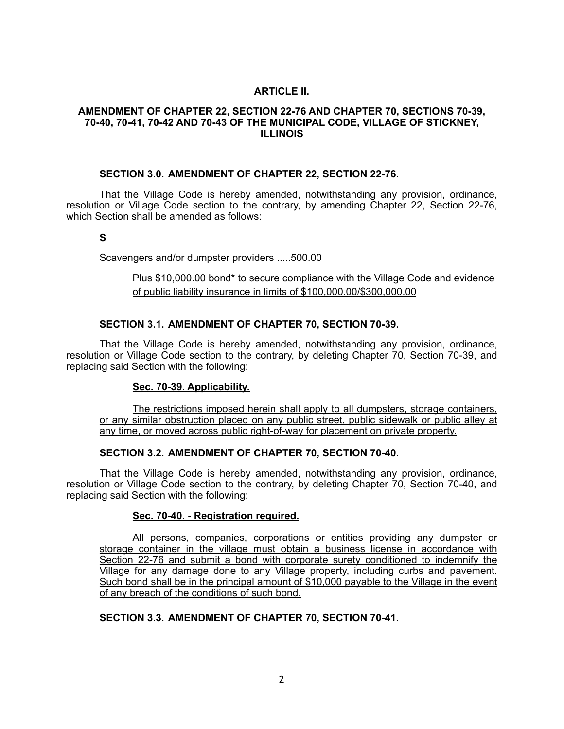## ARTICLE II.

### AMENDMENT OF CHAPTER 22, SECTION 22-76 AND CHAPTER 70, SECTIONS 70-39, 70-40, 70-41, 70-42 AND 70-43 OF THE MUNICIPAL CODE, VILLAGE OF STICKNEY, ILLINOIS

**SECTION 3.0. AMENDMENT OF CHAPTER 22, SECTION 22-76.**

That the Village Code is hereby amended, notwithstanding any provision, ordinance, resolution or Village Code section to the contrary, by amending Chapter 22, Section 22-76, which Section shall be amended as follows:

**S**

Scavengers <u>and/or dumpster providers</u> .....500.00

<u>Plus $10,000.00 bond* to secure compliance with the Village Code and evidence of public liability insurance in limits of $100,000.00/$300,000.00</u>

**SECTION 3.1. AMENDMENT OF CHAPTER 70, SECTION 70-39.**

That the Village Code is hereby amended, notwithstanding any provision, ordinance, resolution or Village Code section to the contrary, by deleting Chapter 70, Section 70-39, and replacing said Section with the following:

<u>**Sec. 70-39. Applicability.**</u>

<u>The restrictions imposed herein shall apply to all dumpsters, storage containers, or any similar obstruction placed on any public street, public sidewalk or public alley at any time, or moved across public right-of-way for placement on private property.</u>

**SECTION 3.2. AMENDMENT OF CHAPTER 70, SECTION 70-40.**

That the Village Code is hereby amended, notwithstanding any provision, ordinance, resolution or Village Code section to the contrary, by deleting Chapter 70, Section 70-40, and replacing said Section with the following:

<u>**Sec. 70-40. - Registration required.**</u>

<u>All persons, companies, corporations or entities providing any dumpster or storage container in the village must obtain a business license in accordance with Section 22-76 and submit a bond with corporate surety conditioned to indemnify the Village for any damage done to any Village property, including curbs and pavement. Such bond shall be in the principal amount of $10,000 payable to the Village in the event of any breach of the conditions of such bond.</u>

**SECTION 3.3. AMENDMENT OF CHAPTER 70, SECTION 70-41.**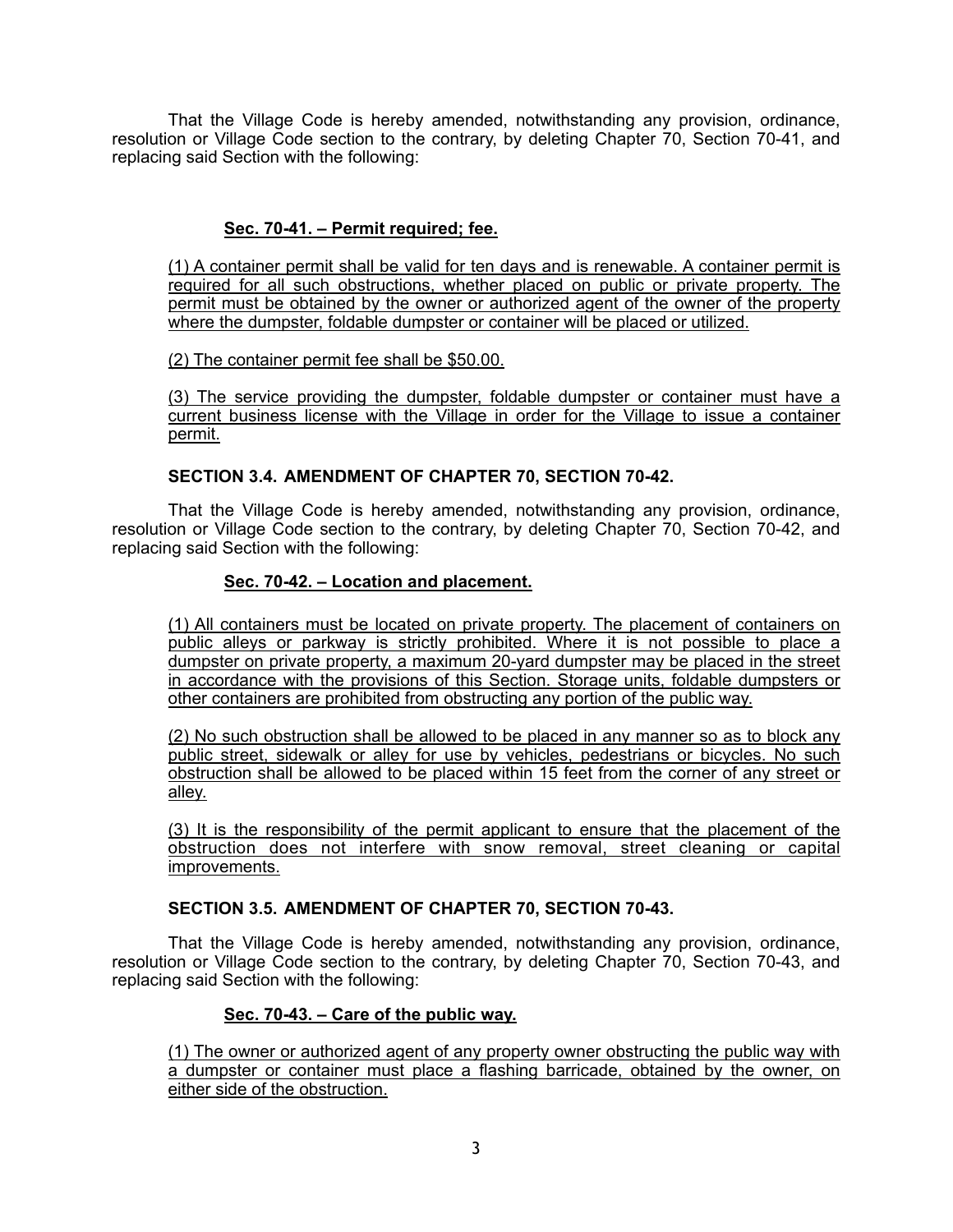That the Village Code is hereby amended, notwithstanding any provision, ordinance, resolution or Village Code section to the contrary, by deleting Chapter 70, Section 70-41, and replacing said Section with the following:

**Sec. 70-41. – Permit required; fee.**

(1) A container permit shall be valid for ten days and is renewable. A container permit is required for all such obstructions, whether placed on public or private property. The permit must be obtained by the owner or authorized agent of the owner of the property where the dumpster, foldable dumpster or container will be placed or utilized.

(2) The container permit fee shall be $50.00.

(3) The service providing the dumpster, foldable dumpster or container must have a current business license with the Village in order for the Village to issue a container permit.

**SECTION 3.4. AMENDMENT OF CHAPTER 70, SECTION 70-42.**

That the Village Code is hereby amended, notwithstanding any provision, ordinance, resolution or Village Code section to the contrary, by deleting Chapter 70, Section 70-42, and replacing said Section with the following:

**Sec. 70-42. – Location and placement.**

(1) All containers must be located on private property. The placement of containers on public alleys or parkway is strictly prohibited. Where it is not possible to place a dumpster on private property, a maximum 20-yard dumpster may be placed in the street in accordance with the provisions of this Section. Storage units, foldable dumpsters or other containers are prohibited from obstructing any portion of the public way.

(2) No such obstruction shall be allowed to be placed in any manner so as to block any public street, sidewalk or alley for use by vehicles, pedestrians or bicycles. No such obstruction shall be allowed to be placed within 15 feet from the corner of any street or alley.

(3) It is the responsibility of the permit applicant to ensure that the placement of the obstruction does not interfere with snow removal, street cleaning or capital improvements.

**SECTION 3.5. AMENDMENT OF CHAPTER 70, SECTION 70-43.**

That the Village Code is hereby amended, notwithstanding any provision, ordinance, resolution or Village Code section to the contrary, by deleting Chapter 70, Section 70-43, and replacing said Section with the following:

**Sec. 70-43. – Care of the public way.**

(1) The owner or authorized agent of any property owner obstructing the public way with a dumpster or container must place a flashing barricade, obtained by the owner, on either side of the obstruction.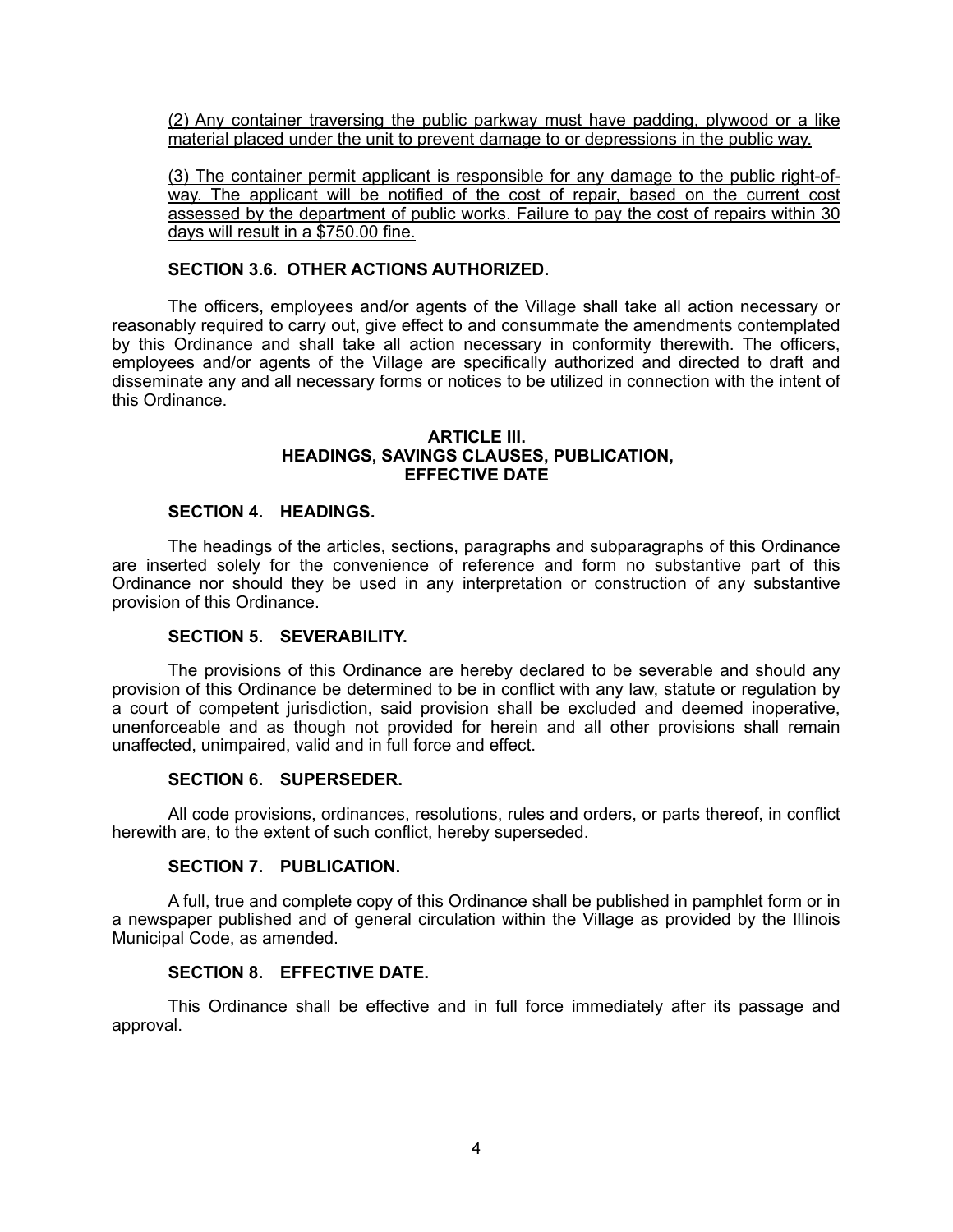<u>(2) Any container traversing the public parkway must have padding, plywood or a like material placed under the unit to prevent damage to or depressions in the public way.</u>

<u>(3) The container permit applicant is responsible for any damage to the public right-of-way. The applicant will be notified of the cost of repair, based on the current cost assessed by the department of public works. Failure to pay the cost of repairs within 30 days will result in a $750.00 fine.</u>

**SECTION 3.6. OTHER ACTIONS AUTHORIZED.**

The officers, employees and/or agents of the Village shall take all action necessary or reasonably required to carry out, give effect to and consummate the amendments contemplated by this Ordinance and shall take all action necessary in conformity therewith. The officers, employees and/or agents of the Village are specifically authorized and directed to draft and disseminate any and all necessary forms or notices to be utilized in connection with the intent of this Ordinance.

## ARTICLE III.
## HEADINGS, SAVINGS CLAUSES, PUBLICATION, EFFECTIVE DATE

**SECTION 4. HEADINGS.**

The headings of the articles, sections, paragraphs and subparagraphs of this Ordinance are inserted solely for the convenience of reference and form no substantive part of this Ordinance nor should they be used in any interpretation or construction of any substantive provision of this Ordinance.

**SECTION 5. SEVERABILITY.**

The provisions of this Ordinance are hereby declared to be severable and should any provision of this Ordinance be determined to be in conflict with any law, statute or regulation by a court of competent jurisdiction, said provision shall be excluded and deemed inoperative, unenforceable and as though not provided for herein and all other provisions shall remain unaffected, unimpaired, valid and in full force and effect.

**SECTION 6. SUPERSEDER.**

All code provisions, ordinances, resolutions, rules and orders, or parts thereof, in conflict herewith are, to the extent of such conflict, hereby superseded.

**SECTION 7. PUBLICATION.**

A full, true and complete copy of this Ordinance shall be published in pamphlet form or in a newspaper published and of general circulation within the Village as provided by the Illinois Municipal Code, as amended.

**SECTION 8. EFFECTIVE DATE.**

This Ordinance shall be effective and in full force immediately after its passage and approval.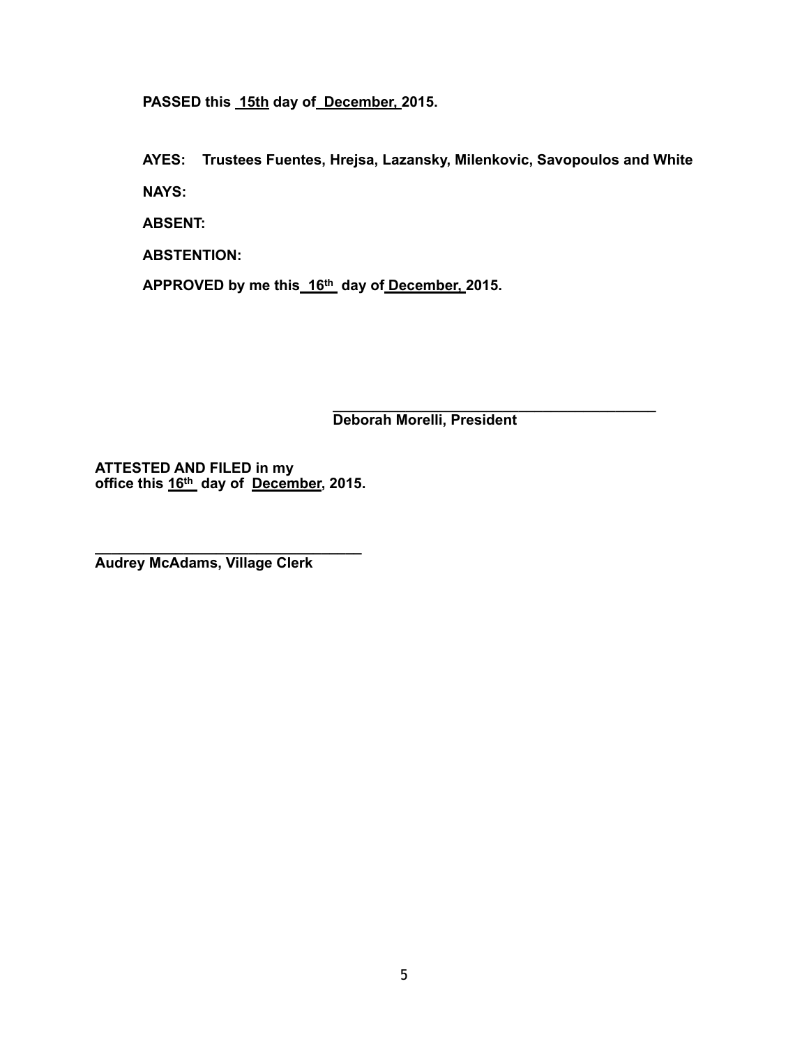**PASSED this 15th day of December, 2015.**

**AYES: Trustees Fuentes, Hrejsa, Lazansky, Milenkovic, Savopoulos and White**

**NAYS:**

**ABSENT:**

**ABSTENTION:**

**APPROVED by me this 16th day of December, 2015.**

\_\_\_\_\_\_\_\_\_\_\_\_\_\_\_\_\_\_\_\_\_\_\_\_\_\_\_\_\_\_\_\_\_\_\_\_\_\_\_\_\_\_\_\_
**Deborah Morelli, President**

**ATTESTED AND FILED in my office this 16th day of December, 2015.**

\_\_\_\_\_\_\_\_\_\_\_\_\_\_\_\_\_\_\_\_\_\_\_\_\_\_\_\_\_\_\_\_\_\_\_\_
**Audrey McAdams, Village Clerk**